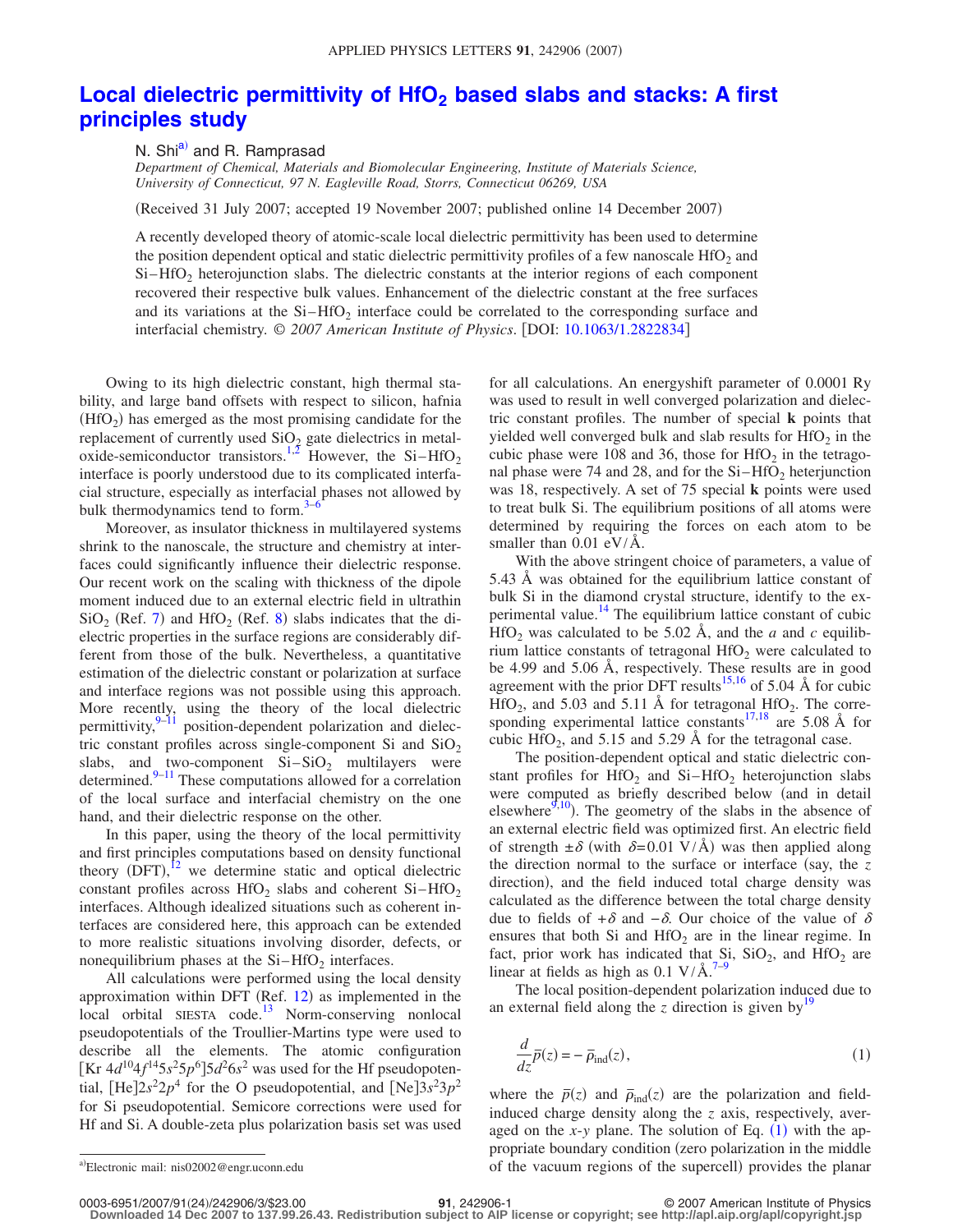# Local dielectric permittivity of $HfO_2$ based slabs and stacks: A first principles study

N. Shi[a] and R. Ramprasad

*Department of Chemical, Materials and Biomolecular Engineering, Institute of Materials Science, University of Connecticut, 97 N. Eagleville Road, Storrs, Connecticut 06269, USA*

(Received 31 July 2007; accepted 19 November 2007; published online 14 December 2007)

A recently developed theory of atomic-scale local dielectric permittivity has been used to determine the position dependent optical and static dielectric permittivity profiles of a few nanoscale $HfO_2$ and Si–$HfO_2$ heterojunction slabs. The dielectric constants at the interior regions of each component recovered their respective bulk values. Enhancement of the dielectric constant at the free surfaces and its variations at the Si–$HfO_2$ interface could be correlated to the corresponding surface and interfacial chemistry. *© 2007 American Institute of Physics*. [DOI: 10.1063/1.2822834]

Owing to its high dielectric constant, high thermal stability, and large band offsets with respect to silicon, hafnia ($HfO_2$) has emerged as the most promising candidate for the replacement of currently used $SiO_2$ gate dielectrics in metal-oxide-semiconductor transistors.[1,2] However, the Si–$HfO_2$ interface is poorly understood due to its complicated interfacial structure, especially as interfacial phases not allowed by bulk thermodynamics tend to form.[3–6]

Moreover, as insulator thickness in multilayered systems shrink to the nanoscale, the structure and chemistry at interfaces could significantly influence their dielectric response. Our recent work on the scaling with thickness of the dipole moment induced due to an external electric field in ultrathin $SiO_2$ (Ref. 7) and $HfO_2$ (Ref. 8) slabs indicates that the dielectric properties in the surface regions are considerably different from those of the bulk. Nevertheless, a quantitative estimation of the dielectric constant or polarization at surface and interface regions was not possible using this approach. More recently, using the theory of the local dielectric permittivity,[9–11] position-dependent polarization and dielectric constant profiles across single-component Si and $SiO_2$ slabs, and two-component Si–$SiO_2$ multilayers were determined.[9–11] These computations allowed for a correlation of the local surface and interfacial chemistry on the one hand, and their dielectric response on the other.

In this paper, using the theory of the local permittivity and first principles computations based on density functional theory (DFT),[12] we determine static and optical dielectric constant profiles across $HfO_2$ slabs and coherent Si–$HfO_2$ interfaces. Although idealized situations such as coherent interfaces are considered here, this approach can be extended to more realistic situations involving disorder, defects, or nonequilibrium phases at the Si–$HfO_2$ interfaces.

All calculations were performed using the local density approximation within DFT (Ref. 12) as implemented in the local orbital SIESTA code.[13] Norm-conserving nonlocal pseudopotentials of the Troullier-Martins type were used to describe all the elements. The atomic configuration [Kr $4d^{10}4f^{14}5s^25p^6$]$5d^26s^2$ was used for the Hf pseudopotential, [He]$2s^22p^4$ for the O pseudopotential, and [Ne]$3s^23p^2$ for Si pseudopotential. Semicore corrections were used for Hf and Si. A double-zeta plus polarization basis set was used for all calculations. An energyshift parameter of 0.0001 Ry was used to result in well converged polarization and dielectric constant profiles. The number of special **k** points that yielded well converged bulk and slab results for $HfO_2$ in the cubic phase were 108 and 36, those for $HfO_2$ in the tetragonal phase were 74 and 28, and for the Si–$HfO_2$ heterjunction was 18, respectively. A set of 75 special **k** points were used to treat bulk Si. The equilibrium positions of all atoms were determined by requiring the forces on each atom to be smaller than 0.01 eV/Å.

With the above stringent choice of parameters, a value of 5.43 Å was obtained for the equilibrium lattice constant of bulk Si in the diamond crystal structure, identify to the experimental value.[14] The equilibrium lattice constant of cubic $HfO_2$ was calculated to be 5.02 Å, and the $a$ and $c$ equilibrium lattice constants of tetragonal $HfO_2$ were calculated to be 4.99 and 5.06 Å, respectively. These results are in good agreement with the prior DFT results[15,16] of 5.04 Å for cubic $HfO_2$, and 5.03 and 5.11 Å for tetragonal $HfO_2$. The corresponding experimental lattice constants[17,18] are 5.08 Å for cubic $HfO_2$, and 5.15 and 5.29 Å for the tetragonal case.

The position-dependent optical and static dielectric constant profiles for $HfO_2$ and Si–$HfO_2$ heterojunction slabs were computed as briefly described below (and in detail elsewhere[9,10]). The geometry of the slabs in the absence of an external electric field was optimized first. An electric field of strength $\pm\delta$ (with $\delta = 0.01$ V/Å) was then applied along the direction normal to the surface or interface (say, the $z$ direction), and the field induced total charge density was calculated as the difference between the total charge density due to fields of $+\delta$ and $-\delta$. Our choice of the value of $\delta$ ensures that both Si and $HfO_2$ are in the linear regime. In fact, prior work has indicated that Si, $SiO_2$, and $HfO_2$ are linear at fields as high as 0.1 V/Å.[7–9]

The local position-dependent polarization induced due to an external field along the $z$ direction is given by[19]

$$\frac{d}{dz}\bar{p}(z) = -\bar{\rho}_{\text{ind}}(z), \tag{1}$$

where the $\bar{p}(z)$ and $\bar{\rho}_{\text{ind}}(z)$ are the polarization and field-induced charge density along the $z$ axis, respectively, averaged on the $x$-$y$ plane. The solution of Eq. (1) with the appropriate boundary condition (zero polarization in the middle of the vacuum regions of the supercell) provides the planar

[a]Electronic mail: nis02002@engr.uconn.edu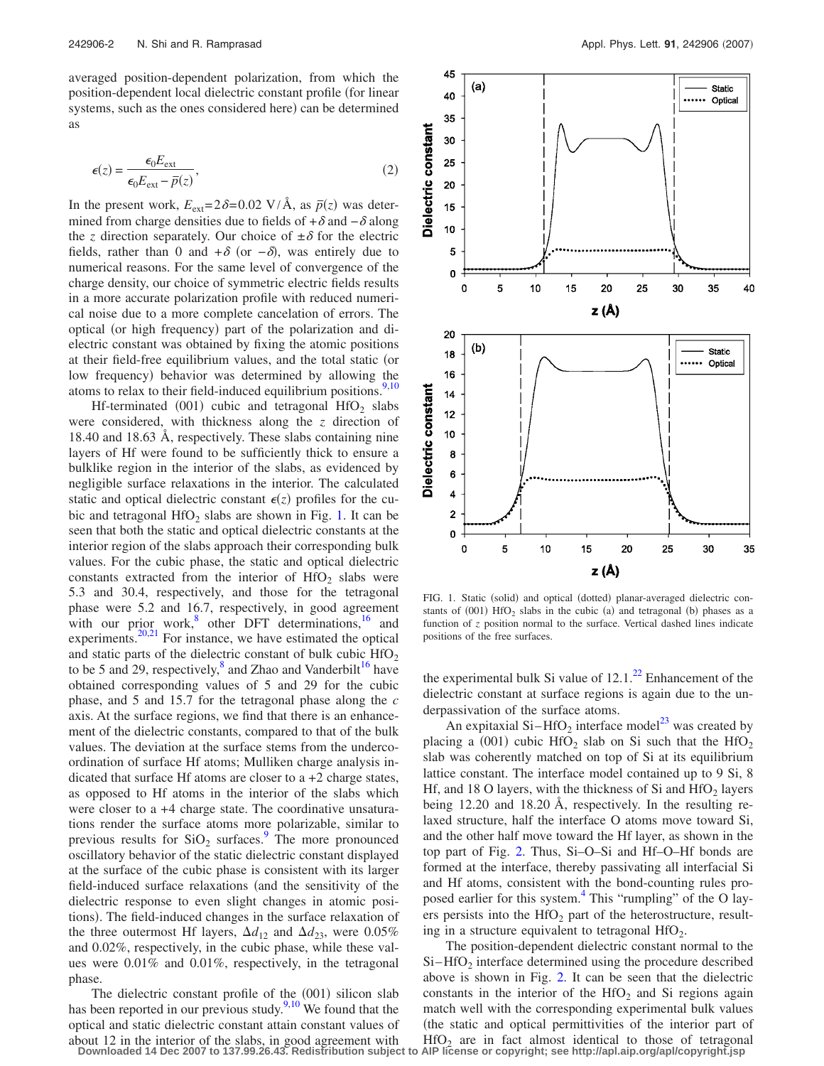averaged position-dependent polarization, from which the position-dependent local dielectric constant profile (for linear systems, such as the ones considered here) can be determined as

$$\epsilon(z) = \frac{\epsilon_0 E_{\rm ext}}{\epsilon_0 E_{\rm ext} - \bar{p}(z)}, \tag{2}$$

In the present work, $E_{\rm ext}=2\delta=0.02$ V/Å, as $\bar{p}(z)$ was determined from charge densities due to fields of $+\delta$ and $-\delta$ along the $z$ direction separately. Our choice of $\pm\delta$ for the electric fields, rather than 0 and $+\delta$ (or $-\delta$), was entirely due to numerical reasons. For the same level of convergence of the charge density, our choice of symmetric electric fields results in a more accurate polarization profile with reduced numerical noise due to a more complete cancelation of errors. The optical (or high frequency) part of the polarization and dielectric constant was obtained by fixing the atomic positions at their field-free equilibrium values, and the total static (or low frequency) behavior was determined by allowing the atoms to relax to their field-induced equilibrium positions.[9,10]

Hf-terminated (001) cubic and tetragonal $HfO_2$ slabs were considered, with thickness along the $z$ direction of 18.40 and 18.63 Å, respectively. These slabs containing nine layers of Hf were found to be sufficiently thick to ensure a bulklike region in the interior of the slabs, as evidenced by negligible surface relaxations in the interior. The calculated static and optical dielectric constant $\epsilon(z)$ profiles for the cubic and tetragonal $HfO_2$ slabs are shown in Fig. 1. It can be seen that both the static and optical dielectric constants at the interior region of the slabs approach their corresponding bulk values. For the cubic phase, the static and optical dielectric constants extracted from the interior of $HfO_2$ slabs were 5.3 and 30.4, respectively, and those for the tetragonal phase were 5.2 and 16.7, respectively, in good agreement with our prior work,[8] other DFT determinations,[16] and experiments.[20,21] For instance, we have estimated the optical and static parts of the dielectric constant of bulk cubic $HfO_2$ to be 5 and 29, respectively,[8] and Zhao and Vanderbilt[16] have obtained corresponding values of 5 and 29 for the cubic phase, and 5 and 15.7 for the tetragonal phase along the $c$ axis. At the surface regions, we find that there is an enhancement of the dielectric constants, compared to that of the bulk values. The deviation at the surface stems from the undercoordination of surface Hf atoms; Mulliken charge analysis indicated that surface Hf atoms are closer to a +2 charge states, as opposed to Hf atoms in the interior of the slabs which were closer to a +4 charge state. The coordinative unsaturations render the surface atoms more polarizable, similar to previous results for $SiO_2$ surfaces.[9] The more pronounced oscillatory behavior of the static dielectric constant displayed at the surface of the cubic phase is consistent with its larger field-induced surface relaxations (and the sensitivity of the dielectric response to even slight changes in atomic positions). The field-induced changes in the surface relaxation of the three outermost Hf layers, $\Delta d_{12}$ and $\Delta d_{23}$, were 0.05% and 0.02%, respectively, in the cubic phase, while these values were 0.01% and 0.01%, respectively, in the tetragonal phase.

The dielectric constant profile of the (001) silicon slab has been reported in our previous study.[9,10] We found that the optical and static dielectric constant attain constant values of about 12 in the interior of the slabs, in good agreement with the experimental bulk Si value of 12.1.[22] Enhancement of the dielectric constant at surface regions is again due to the underpassivation of the surface atoms.

FIG. 1. Static (solid) and optical (dotted) planar-averaged dielectric constants of (001) $HfO_2$ slabs in the cubic (a) and tetragonal (b) phases as a function of $z$ position normal to the surface. Vertical dashed lines indicate positions of the free surfaces.

An expitaxial Si–$HfO_2$ interface model[23] was created by placing a (001) cubic $HfO_2$ slab on Si such that the $HfO_2$ slab was coherently matched on top of Si at its equilibrium lattice constant. The interface model contained up to 9 Si, 8 Hf, and 18 O layers, with the thickness of Si and $HfO_2$ layers being 12.20 and 18.20 Å, respectively. In the resulting relaxed structure, half the interface O atoms move toward Si, and the other half move toward the Hf layer, as shown in the top part of Fig. 2. Thus, Si–O–Si and Hf–O–Hf bonds are formed at the interface, thereby passivating all interfacial Si and Hf atoms, consistent with the bond-counting rules proposed earlier for this system.[4] This "rumpling" of the O layers persists into the $HfO_2$ part of the heterostructure, resulting in a structure equivalent to tetragonal $HfO_2$.

The position-dependent dielectric constant normal to the Si–$HfO_2$ interface determined using the procedure described above is shown in Fig. 2. It can be seen that the dielectric constants in the interior of the $HfO_2$ and Si regions again match well with the corresponding experimental bulk values (the static and optical permittivities of the interior part of $HfO_2$ are in fact almost identical to those of tetragonal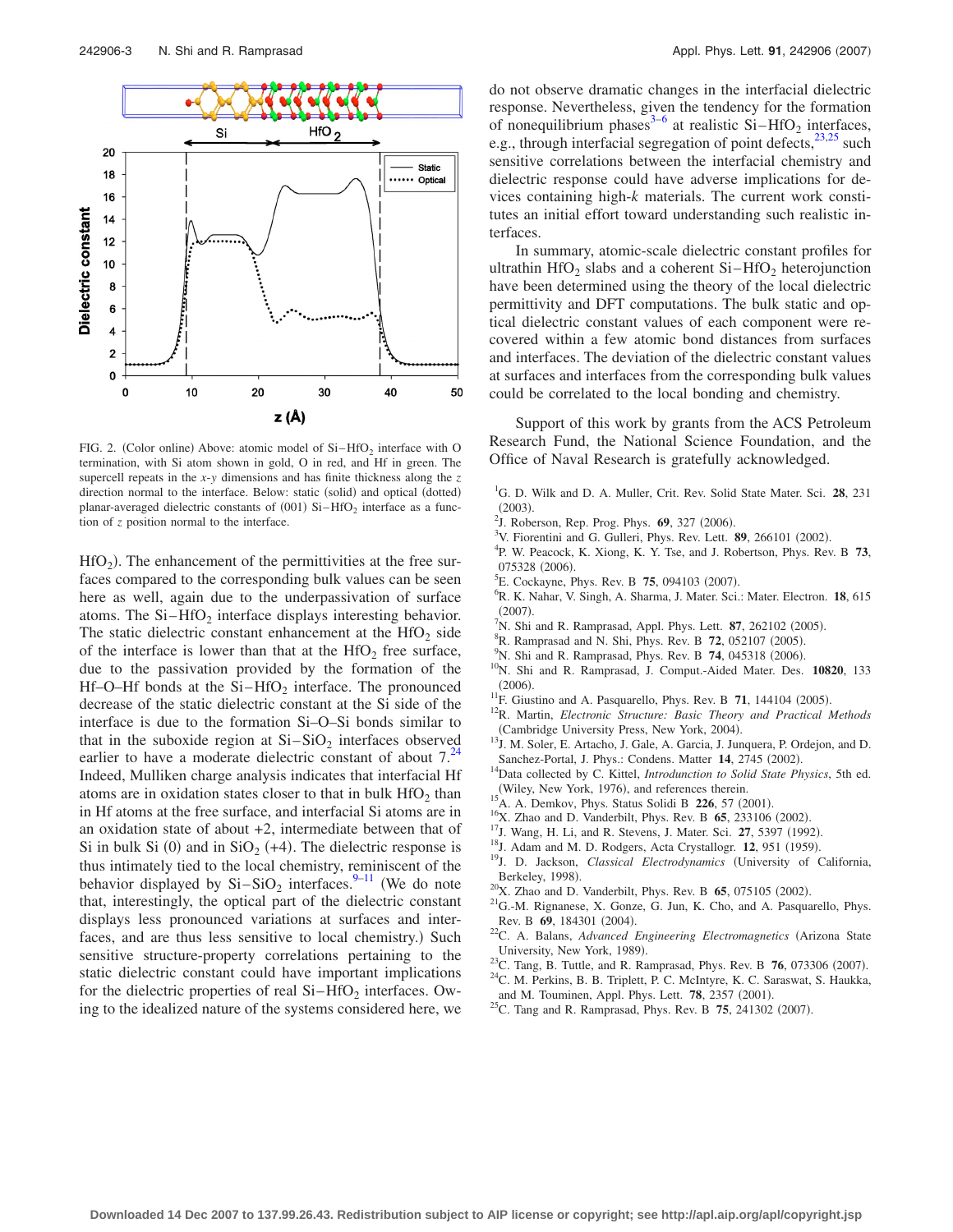Si

$HfO_2$

Dielectric constant

z (Å)

Static

Optical

0 10 20 30 40 50

0 2 4 6 8 10 12 14 16 18 20

FIG. 2. (Color online) Above: atomic model of $Si-HfO_2$ interface with O termination, with Si atom shown in gold, O in red, and Hf in green. The supercell repeats in the *x-y* dimensions and has finite thickness along the *z* direction normal to the interface. Below: static (solid) and optical (dotted) planar-averaged dielectric constants of (001) $Si-HfO_2$ interface as a function of *z* position normal to the interface.

$HfO_2$). The enhancement of the permittivities at the free surfaces compared to the corresponding bulk values can be seen here as well, again due to the underpassivation of surface atoms. The $Si-HfO_2$ interface displays interesting behavior. The static dielectric constant enhancement at the $HfO_2$ side of the interface is lower than that at the $HfO_2$ free surface, due to the passivation provided by the formation of the Hf–O–Hf bonds at the $Si-HfO_2$ interface. The pronounced decrease of the static dielectric constant at the Si side of the interface is due to the formation Si–O–Si bonds similar to that in the suboxide region at $Si-SiO_2$ interfaces observed earlier to have a moderate dielectric constant of about 7.[24] Indeed, Mulliken charge analysis indicates that interfacial Hf atoms are in oxidation states closer to that in bulk $HfO_2$ than in Hf atoms at the free surface, and interfacial Si atoms are in an oxidation state of about +2, intermediate between that of Si in bulk Si (0) and in $SiO_2$ (+4). The dielectric response is thus intimately tied to the local chemistry, reminiscent of the behavior displayed by $Si-SiO_2$ interfaces.[9–11] (We do note that, interestingly, the optical part of the dielectric constant displays less pronounced variations at surfaces and interfaces, and are thus less sensitive to local chemistry.) Such sensitive structure-property correlations pertaining to the static dielectric constant could have important implications for the dielectric properties of real $Si-HfO_2$ interfaces. Owing to the idealized nature of the systems considered here, we do not observe dramatic changes in the interfacial dielectric response. Nevertheless, given the tendency for the formation of nonequilibrium phases[3–6] at realistic $Si-HfO_2$ interfaces, e.g., through interfacial segregation of point defects,[23,25] such sensitive correlations between the interfacial chemistry and dielectric response could have adverse implications for devices containing high-*k* materials. The current work constitutes an initial effort toward understanding such realistic interfaces.

In summary, atomic-scale dielectric constant profiles for ultrathin $HfO_2$ slabs and a coherent $Si-HfO_2$ heterojunction have been determined using the theory of the local dielectric permittivity and DFT computations. The bulk static and optical dielectric constant values of each component were recovered within a few atomic bond distances from surfaces and interfaces. The deviation of the dielectric constant values at surfaces and interfaces from the corresponding bulk values could be correlated to the local bonding and chemistry.

Support of this work by grants from the ACS Petroleum Research Fund, the National Science Foundation, and the Office of Naval Research is gratefully acknowledged.

[1] G. D. Wilk and D. A. Muller, Crit. Rev. Solid State Mater. Sci. **28**, 231 (2003).
[2] J. Roberson, Rep. Prog. Phys. **69**, 327 (2006).
[3] V. Fiorentini and G. Gulleri, Phys. Rev. Lett. **89**, 266101 (2002).
[4] P. W. Peacock, K. Xiong, K. Y. Tse, and J. Robertson, Phys. Rev. B **73**, 075328 (2006).
[5] E. Cockayne, Phys. Rev. B **75**, 094103 (2007).
[6] R. K. Nahar, V. Singh, A. Sharma, J. Mater. Sci.: Mater. Electron. **18**, 615 (2007).
[7] N. Shi and R. Ramprasad, Appl. Phys. Lett. **87**, 262102 (2005).
[8] R. Ramprasad and N. Shi, Phys. Rev. B **72**, 052107 (2005).
[9] N. Shi and R. Ramprasad, Phys. Rev. B **74**, 045318 (2006).
[10] N. Shi and R. Ramprasad, J. Comput.-Aided Mater. Des. **10820**, 133 (2006).
[11] F. Giustino and A. Pasquarello, Phys. Rev. B **71**, 144104 (2005).
[12] R. Martin, *Electronic Structure: Basic Theory and Practical Methods* (Cambridge University Press, New York, 2004).
[13] J. M. Soler, E. Artacho, J. Gale, A. Garcia, J. Junquera, P. Ordejon, and D. Sanchez-Portal, J. Phys.: Condens. Matter **14**, 2745 (2002).
[14] Data collected by C. Kittel, *Introduction to Solid State Physics*, 5th ed. (Wiley, New York, 1976), and references therein.
[15] A. A. Demkov, Phys. Status Solidi B **226**, 57 (2001).
[16] X. Zhao and D. Vanderbilt, Phys. Rev. B **65**, 233106 (2002).
[17] J. Wang, H. Li, and R. Stevens, J. Mater. Sci. **27**, 5397 (1992).
[18] J. Adam and M. D. Rodgers, Acta Crystallogr. **12**, 951 (1959).
[19] J. D. Jackson, *Classical Electrodynamics* (University of California, Berkeley, 1998).
[20] X. Zhao and D. Vanderbilt, Phys. Rev. B **65**, 075105 (2002).
[21] G.-M. Rignanese, X. Gonze, G. Jun, K. Cho, and A. Pasquarello, Phys. Rev. B **69**, 184301 (2004).
[22] C. A. Balans, *Advanced Engineering Electromagnetics* (Arizona State University, New York, 1989).
[23] C. Tang, B. Tuttle, and R. Ramprasad, Phys. Rev. B **76**, 073306 (2007).
[24] C. M. Perkins, B. B. Triplett, P. C. McIntyre, K. C. Saraswat, S. Haukka, and M. Tuominen, Appl. Phys. Lett. **78**, 2357 (2001).
[25] C. Tang and R. Ramprasad, Phys. Rev. B **75**, 241302 (2007).